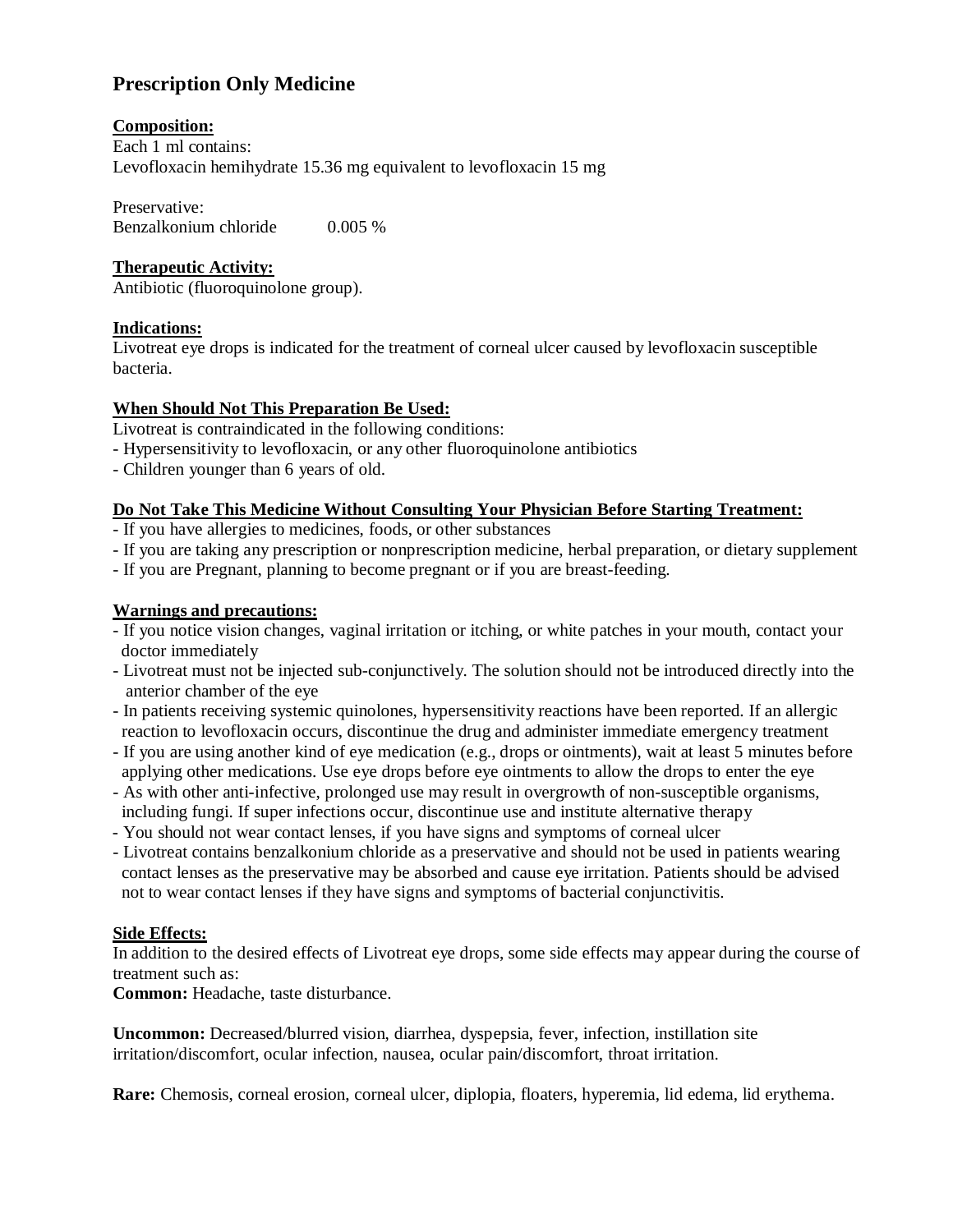# Prescription Only Medicine

**Composition:**
Each 1 ml contains:
Levofloxacin hemihydrate 15.36 mg equivalent to levofloxacin 15 mg

Preservative:
Benzalkonium chloride 0.005 %

**Therapeutic Activity:**
Antibiotic (fluoroquinolone group).

**Indications:**
Livotreat eye drops is indicated for the treatment of corneal ulcer caused by levofloxacin susceptible bacteria.

**When Should Not This Preparation Be Used:**
Livotreat is contraindicated in the following conditions:
- Hypersensitivity to levofloxacin, or any other fluoroquinolone antibiotics
- Children younger than 6 years of old.

**Do Not Take This Medicine Without Consulting Your Physician Before Starting Treatment:**
- If you have allergies to medicines, foods, or other substances
- If you are taking any prescription or nonprescription medicine, herbal preparation, or dietary supplement
- If you are Pregnant, planning to become pregnant or if you are breast-feeding.

**Warnings and precautions:**
- If you notice vision changes, vaginal irritation or itching, or white patches in your mouth, contact your doctor immediately
- Livotreat must not be injected sub-conjunctively. The solution should not be introduced directly into the anterior chamber of the eye
- In patients receiving systemic quinolones, hypersensitivity reactions have been reported. If an allergic reaction to levofloxacin occurs, discontinue the drug and administer immediate emergency treatment
- If you are using another kind of eye medication (e.g., drops or ointments), wait at least 5 minutes before applying other medications. Use eye drops before eye ointments to allow the drops to enter the eye
- As with other anti-infective, prolonged use may result in overgrowth of non-susceptible organisms, including fungi. If super infections occur, discontinue use and institute alternative therapy
- You should not wear contact lenses, if you have signs and symptoms of corneal ulcer
- Livotreat contains benzalkonium chloride as a preservative and should not be used in patients wearing contact lenses as the preservative may be absorbed and cause eye irritation. Patients should be advised not to wear contact lenses if they have signs and symptoms of bacterial conjunctivitis.

**Side Effects:**
In addition to the desired effects of Livotreat eye drops, some side effects may appear during the course of treatment such as:
**Common:** Headache, taste disturbance.

**Uncommon:** Decreased/blurred vision, diarrhea, dyspepsia, fever, infection, instillation site irritation/discomfort, ocular infection, nausea, ocular pain/discomfort, throat irritation.

**Rare:** Chemosis, corneal erosion, corneal ulcer, diplopia, floaters, hyperemia, lid edema, lid erythema.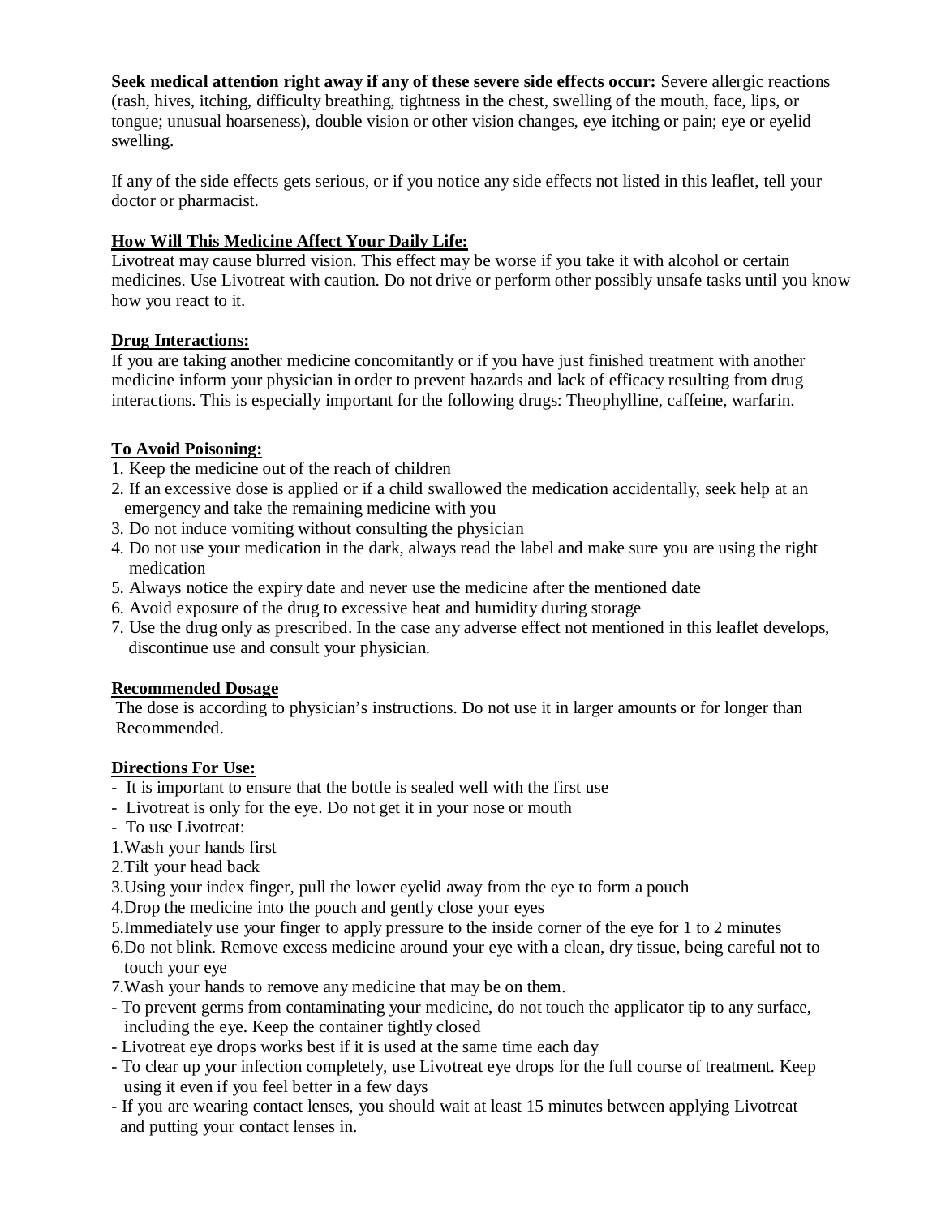**Seek medical attention right away if any of these severe side effects occur:** Severe allergic reactions (rash, hives, itching, difficulty breathing, tightness in the chest, swelling of the mouth, face, lips, or tongue; unusual hoarseness), double vision or other vision changes, eye itching or pain; eye or eyelid swelling.

If any of the side effects gets serious, or if you notice any side effects not listed in this leaflet, tell your doctor or pharmacist.

## How Will This Medicine Affect Your Daily Life:

Livotreat may cause blurred vision. This effect may be worse if you take it with alcohol or certain medicines. Use Livotreat with caution. Do not drive or perform other possibly unsafe tasks until you know how you react to it.

## Drug Interactions:

If you are taking another medicine concomitantly or if you have just finished treatment with another medicine inform your physician in order to prevent hazards and lack of efficacy resulting from drug interactions. This is especially important for the following drugs: Theophylline, caffeine, warfarin.

## To Avoid Poisoning:

1. Keep the medicine out of the reach of children
2. If an excessive dose is applied or if a child swallowed the medication accidentally, seek help at an emergency and take the remaining medicine with you
3. Do not induce vomiting without consulting the physician
4. Do not use your medication in the dark, always read the label and make sure you are using the right medication
5. Always notice the expiry date and never use the medicine after the mentioned date
6. Avoid exposure of the drug to excessive heat and humidity during storage
7. Use the drug only as prescribed. In the case any adverse effect not mentioned in this leaflet develops, discontinue use and consult your physician.

## Recommended Dosage

The dose is according to physician's instructions. Do not use it in larger amounts or for longer than Recommended.

## Directions For Use:

- It is important to ensure that the bottle is sealed well with the first use
- Livotreat is only for the eye. Do not get it in your nose or mouth
- To use Livotreat:

1. Wash your hands first
2. Tilt your head back
3. Using your index finger, pull the lower eyelid away from the eye to form a pouch
4. Drop the medicine into the pouch and gently close your eyes
5. Immediately use your finger to apply pressure to the inside corner of the eye for 1 to 2 minutes
6. Do not blink. Remove excess medicine around your eye with a clean, dry tissue, being careful not to touch your eye
7. Wash your hands to remove any medicine that may be on them.

- To prevent germs from contaminating your medicine, do not touch the applicator tip to any surface, including the eye. Keep the container tightly closed
- Livotreat eye drops works best if it is used at the same time each day
- To clear up your infection completely, use Livotreat eye drops for the full course of treatment. Keep using it even if you feel better in a few days
- If you are wearing contact lenses, you should wait at least 15 minutes between applying Livotreat and putting your contact lenses in.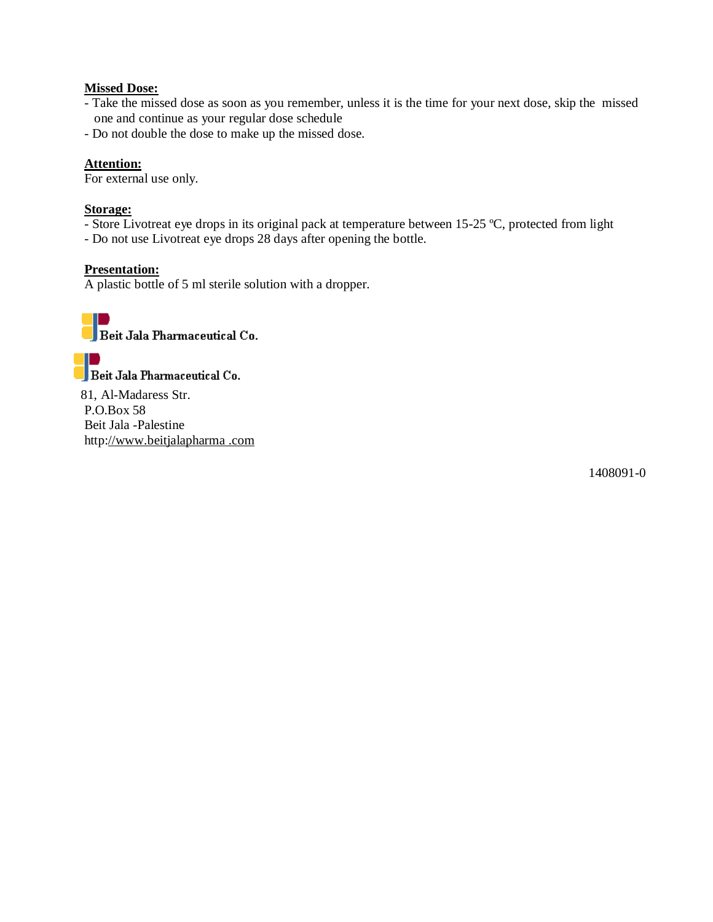**Missed Dose:**

- Take the missed dose as soon as you remember, unless it is the time for your next dose, skip the missed one and continue as your regular dose schedule
- Do not double the dose to make up the missed dose.

**Attention:**

For external use only.

**Storage:**

- Store Livotreat eye drops in its original pack at temperature between 15-25 ºC, protected from light
- Do not use Livotreat eye drops 28 days after opening the bottle.

**Presentation:**

A plastic bottle of 5 ml sterile solution with a dropper.

Beit Jala Pharmaceutical Co.

Beit Jala Pharmaceutical Co.

81, Al-Madaress Str.
P.O.Box 58
Beit Jala -Palestine
http://www.beitjalapharma .com

1408091-0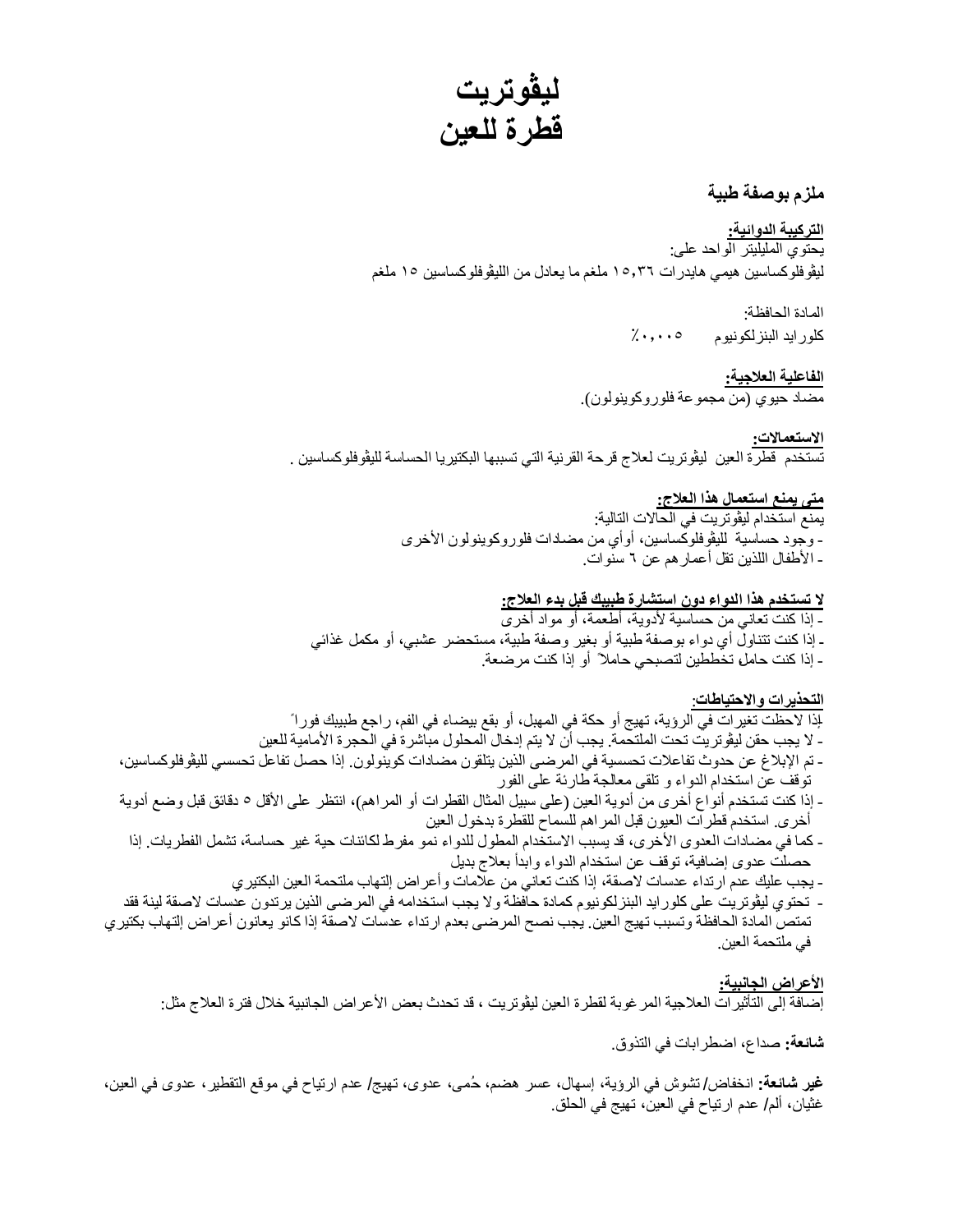# ليڤوتريت
# قطرة للعين

**ملزم بوصفة طبية**

**التركيبة الدوائية:**

يحتوي المليليتر الواحد على:

ليڤوفلوكساسين هيمي هايدرات ١٥,٣٦ ملغم ما يعادل من الليڤوفلوكساسين ١٥ ملغم

المادة الحافظة:

كلورايد البنزلكونيوم ٠,٠٠٥٪

**الفاعلية العلاجية:**

مضاد حيوي (من مجموعة فلوروكوينولون).

**الاستعمالات:**

تستخدم قطرة العين ليڤوتريت لعلاج قرحة القرنية التي تسببها البكتيريا الحساسة لليڤوفلوكساسين .

**متى يمنع استعمال هذا العلاج:**

يمنع استخدام ليڤوتريت في الحالات التالية:

- وجود حساسية لليڤوفلوكساسين، أو أي من مضادات فلوروكوينولون الأخرى
- الأطفال اللذين تقل أعمارهم عن ٦ سنوات.

**لا تستخدم هذا الدواء دون استشارة طبيبك قبل بدء العلاج:**

- إذا كنت تعاني من حساسية لأدوية، أطعمة، أو مواد أخرى
- إذا كنت تتناول أي دواء بوصفة طبية أو بغير وصفة طبية، مستحضر عشبي، أو مكمل غذائي
- إذا كنت حامل تخططين لتصبحي حاملاً أو إذا كنت مرضعة.

**التحذيرات والاحتياطات:**

إذا لاحظت تغيرات في الرؤية، تهيج أو حكة في المهبل، أو بقع بيضاء في الفم، راجع طبيبك فوراً

- لا يجب حقن ليڤوتريت تحت الملتحمة. يجب أن لا يتم إدخال المحلول مباشرة في الحجرة الأمامية للعين
- تم الإبلاغ عن حدوث تفاعلات تحسسية في المرضى الذين يتلقون مضادات كوينولون. إذا حصل تفاعل تحسسي لليڤوفلوكساسين، توقف عن استخدام الدواء و تلقى معالجة طارئة على الفور
- إذا كنت تستخدم أنواع أخرى من أدوية العين (على سبيل المثال القطرات أو المراهم)، انتظر على الأقل ٥ دقائق قبل وضع أدوية أخرى. استخدم قطرات العيون قبل المراهم للسماح للقطرة بدخول العين
- كما في مضادات العدوى الأخرى، قد يسبب الاستخدام المطول للدواء نمو مفرط لكائنات حية غير حساسة، تشمل الفطريات. إذا حصلت عدوى إضافية، توقف عن استخدام الدواء وابدأ بعلاج بديل
- يجب عليك عدم ارتداء عدسات لاصقة، إذا كنت تعاني من علامات وأعراض إلتهاب ملتحمة العين البكتيري
- تحتوي ليڤوتريت على كلورايد البنزلكونيوم كمادة حافظة ولا يجب استخدامه في المرضى الذين يرتدون عدسات لاصقة لينة فقد تمتص المادة الحافظة وتسبب تهيج العين. يجب نصح المرضى بعدم ارتداء عدسات لاصقة إذا كانو يعانون أعراض إلتهاب بكتيري في ملتحمة العين.

**الأعراض الجانبية:**

إضافة إلى التأثيرات العلاجية المرغوبة لقطرة العين ليڤوتريت ، قد تحدث بعض الأعراض الجانبية خلال فترة العلاج مثل:

**شائعة:** صداع، اضطرابات في التذوق.

**غير شائعة:** انخفاض/ تشوش في الرؤية، إسهال، عسر هضم، حُمى، عدوى، تهيج/ عدم ارتياح في موقع التقطير، عدوى في العين، غثيان، ألم/ عدم ارتياح في العين، تهيج في الحلق.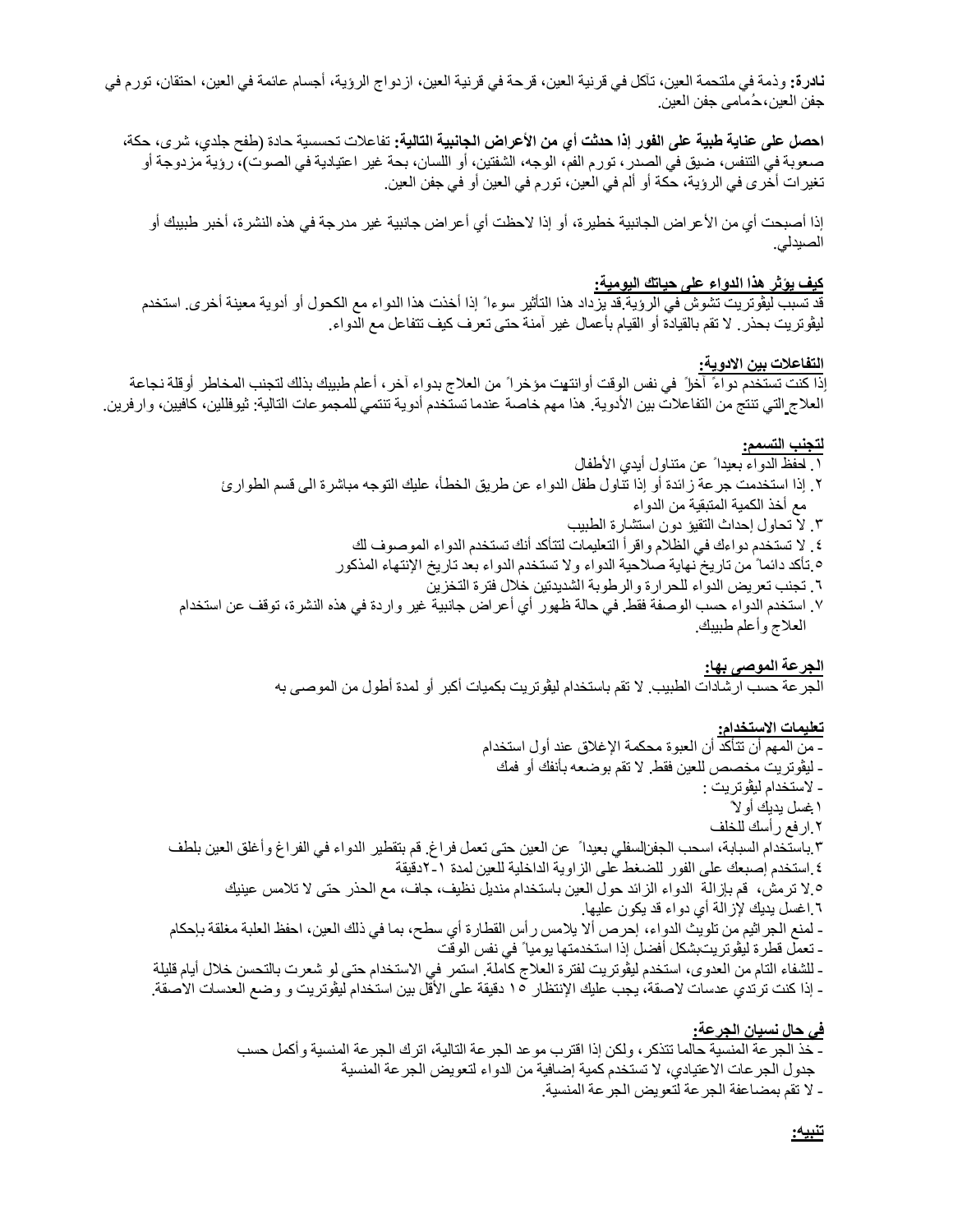**نادرة:** وذمة في ملتحمة العين، تآكل في قرنية العين، قرحة في قرنية العين، ازدواج الرؤية، أجسام عائمة في العين، احتقان، تورم في جفن العين،حُمامى جفن العين.

**احصل على عناية طبية على الفور إذا حدثت أي من الأعراض الجانبية التالية:** تفاعلات تحسسية حادة (طفح جلدي، شرى، حكة، صعوبة في التنفس، ضيق في الصدر، تورم الفم، الوجه، الشفتين، أو اللسان، بحة غير اعتيادية في الصوت)، رؤية مزدوجة أو تغيرات أخرى في الرؤية، حكة أو ألم في العين، تورم في العين أو في جفن العين.

إذا أصبحت أي من الأعراض الجانبية خطيرة، أو إذا لاحظت أي أعراض جانبية غير مدرجة في هذه النشرة، أخبر طبيبك أو الصيدلي.

**كيف يؤثر هذا الدواء على حياتك اليومية:**
قد تسبب ليڤوتريت تشوش في الرؤية.قد يزداد هذا التأثير سوءاً إذا أخذت هذا الدواء مع الكحول أو أدوية معينة أخرى. استخدم ليڤوتريت بحذر. لا تقم بالقيادة أو القيام بأعمال غير آمنة حتى تعرف كيف تتفاعل مع الدواء.

**التفاعلات بين الادوية:**
إذا كنت تستخدم دواءً آخراً في نفس الوقت أوانتهيت مؤخراً من العلاج بدواء آخر، أعلم طبيبك بذلك لتجنب المخاطر أوقلة نجاعة العلاج التي تنتج من التفاعلات بين الأدوية. هذا مهم خاصة عندما تستخدم أدوية تنتمي للمجموعات التالية: ثيوفللين، كافيين، وارفرين.

**لتجنب التسمم:**
١. احفظ الدواء بعيداً عن متناول أيدي الأطفال
٢. إذا استخدمت جرعة زائدة أو إذا تناول طفل الدواء عن طريق الخطأ، عليك التوجه مباشرة الى قسم الطوارئ مع أخذ الكمية المتبقية من الدواء
٣. لا تحاول إحداث التقيؤ دون استشارة الطبيب
٤. لا تستخدم دواءك في الظلام واقرأ التعليمات لتتأكد أنك تستخدم الدواء الموصوف لك
٥.تأكد دائماً من تاريخ نهاية صلاحية الدواء ولا تستخدم الدواء بعد تاريخ الإنتهاء المذكور
٦. تجنب تعريض الدواء للحرارة والرطوبة الشديدتين خلال فترة التخزين
٧. استخدم الدواء حسب الوصفة فقط. في حالة ظهور أي أعراض جانبية غير واردة في هذه النشرة، توقف عن استخدام العلاج وأعلم طبيبك.

**الجرعة الموصى بها:**
الجرعة حسب ارشادات الطبيب. لا تقم باستخدام ليڤوتريت بكميات أكبر أو لمدة أطول من الموصى به

**تعليمات الاستخدام:**
- من المهم أن تتأكد أن العبوة محكمة الإغلاق عند أول استخدام
- ليڤوتريت مخصص للعين فقط. لا تقم بوضعه بأنفك أو فمك
- لاستخدام ليڤوتريت :
١.غسل يديك أولاً
٢.ارفع رأسك للخلف
٣.باستخدام السبابة، اسحب الجفنالسفلي بعيداً عن العين حتى تعمل فراغ. قم بتقطير الدواء في الفراغ وأغلق العين بلطف
٤.استخدم إصبعك على الفور للضغط على الزاوية الداخلية للعين لمدة ١-٢دقيقة
٥.لا ترمش، قم بإزالة الدواء الزائد حول العين باستخدام منديل نظيف، جاف، مع الحذر حتى لا تلامس عينيك
٦.اغسل يديك لإزالة أي دواء قد يكون عليها.
- لمنع الجراثيم من تلويث الدواء، إحرص ألا يلامس رأس القطارة أي سطح، بما في ذلك العين، احفظ العلبة مغلقة بإحكام
- تعمل قطرة ليڤوتريتبشكل أفضل إذا استخدمتها يومياً في نفس الوقت
- للشفاء التام من العدوى، استخدم ليڤوتريت لفترة العلاج كاملة. استمر في الاستخدام حتى لو شعرت بالتحسن خلال أيام قليلة
- إذا كنت ترتدي عدسات لاصقة، يجب عليك الإنتظار ١٥ دقيقة على الأقل بين استخدام ليڤوتريت و وضع العدسات الاصقة.

**في حال نسيان الجرعة:**
- خذ الجرعة المنسية حالما تتذكر، ولكن إذا اقترب موعد الجرعة التالية، اترك الجرعة المنسية وأكمل حسب جدول الجرعات الاعتيادي، لا تستخدم كمية إضافية من الدواء لتعويض الجرعة المنسية
- لا تقم بمضاعفة الجرعة لتعويض الجرعة المنسية.

**تنبيه:**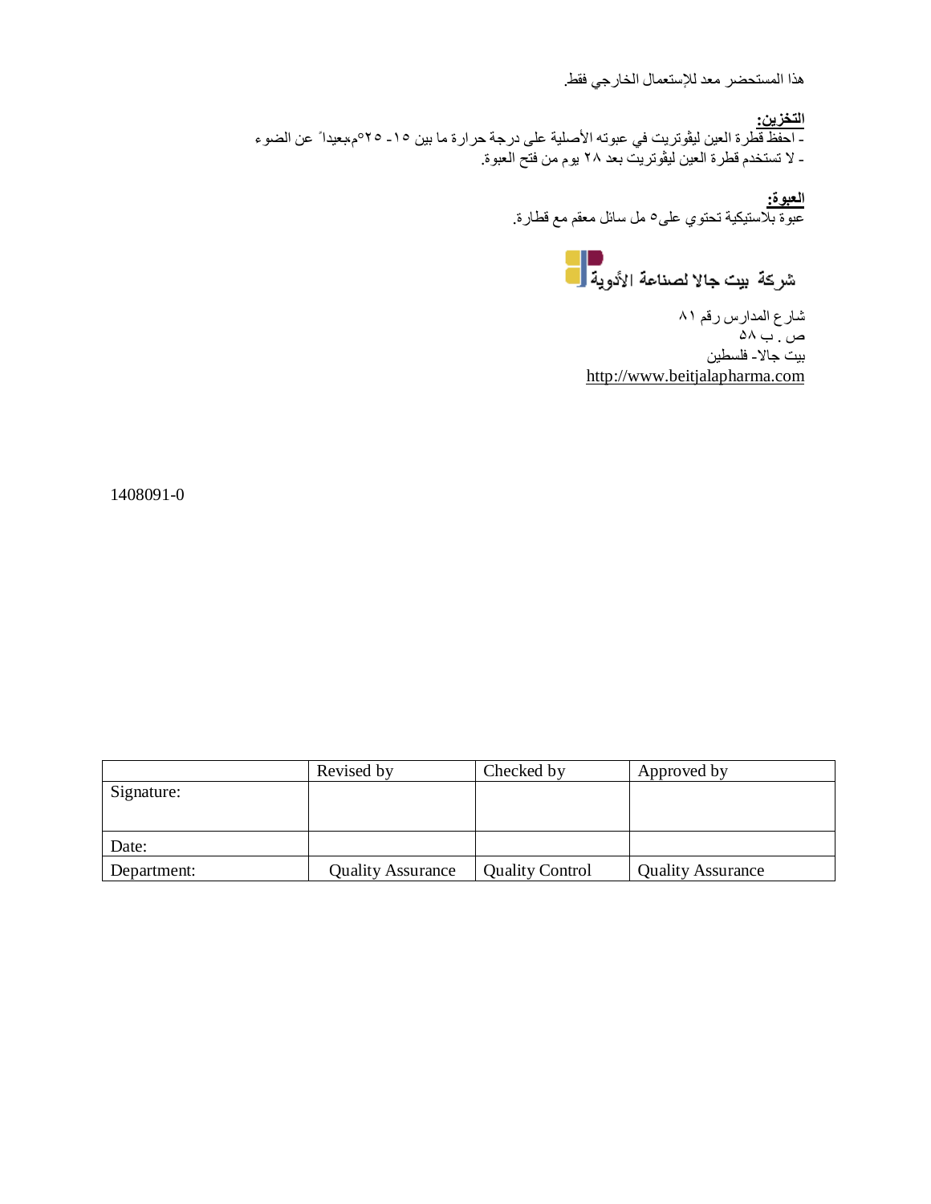هذا المستحضر معد للإستعمال الخارجي فقط.

**التخزين:**

- احفظ قطرة العين ليڤوتريت في عبوته الأصلية على درجة حرارة ما بين ١٥- ٢٥°م،بعيداً عن الضوء
- لا تستخدم قطرة العين ليڤوتريت بعد ٢٨ يوم من فتح العبوة.

**العبوة:**

عبوة بلاستيكية تحتوي على٥ مل سائل معقم مع قطارة.

**شركة بيت جالا لصناعة الأدوية**

شارع المدارس رقم ٨١
ص . ب ٥٨
بيت جالا- فلسطين
http://www.beitjalapharma.com

1408091-0

| | Revised by | Checked by | Approved by |
|---|---|---|---|
| Signature: | | | |
| Date: | | | |
| Department: | Quality Assurance | Quality Control | Quality Assurance |